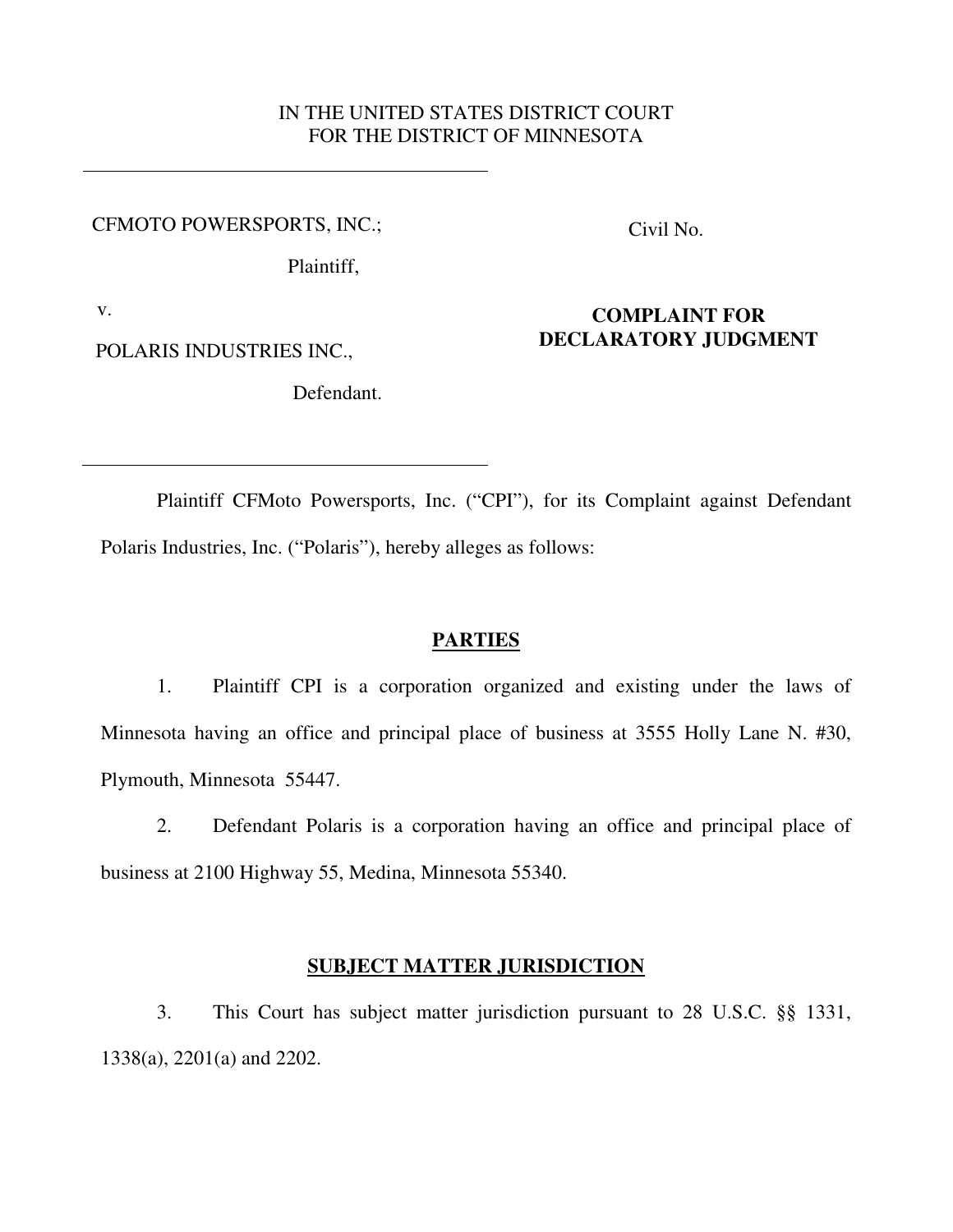IN THE UNITED STATES DISTRICT COURT
FOR THE DISTRICT OF MINNESOTA

CFMOTO POWERSPORTS, INC.;

Plaintiff,

v.

POLARIS INDUSTRIES INC.,

Defendant.

Civil No.

**COMPLAINT FOR DECLARATORY JUDGMENT**

Plaintiff CFMoto Powersports, Inc. ("CPI"), for its Complaint against Defendant Polaris Industries, Inc. ("Polaris"), hereby alleges as follows:

## PARTIES

1. Plaintiff CPI is a corporation organized and existing under the laws of Minnesota having an office and principal place of business at 3555 Holly Lane N. #30, Plymouth, Minnesota 55447.

2. Defendant Polaris is a corporation having an office and principal place of business at 2100 Highway 55, Medina, Minnesota 55340.

## SUBJECT MATTER JURISDICTION

3. This Court has subject matter jurisdiction pursuant to 28 U.S.C. §§ 1331, 1338(a), 2201(a) and 2202.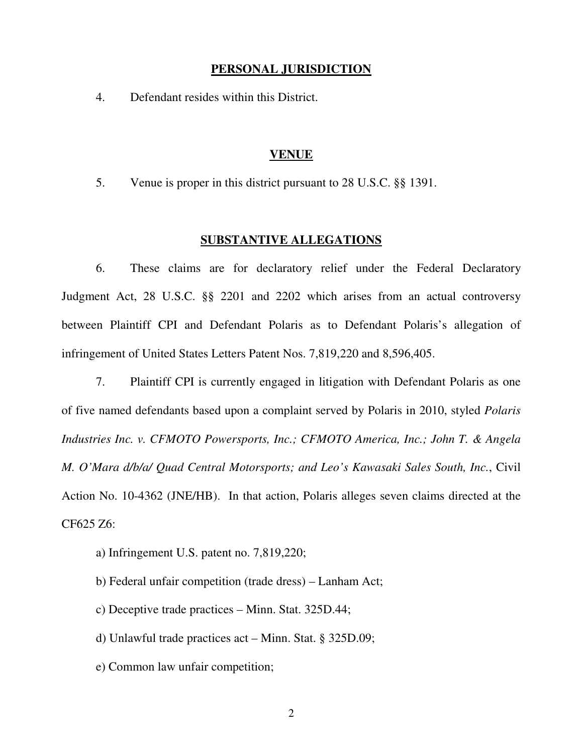## PERSONAL JURISDICTION

4. Defendant resides within this District.

## VENUE

5. Venue is proper in this district pursuant to 28 U.S.C. §§ 1391.

## SUBSTANTIVE ALLEGATIONS

6. These claims are for declaratory relief under the Federal Declaratory Judgment Act, 28 U.S.C. §§ 2201 and 2202 which arises from an actual controversy between Plaintiff CPI and Defendant Polaris as to Defendant Polaris's allegation of infringement of United States Letters Patent Nos. 7,819,220 and 8,596,405.

7. Plaintiff CPI is currently engaged in litigation with Defendant Polaris as one of five named defendants based upon a complaint served by Polaris in 2010, styled *Polaris Industries Inc. v. CFMOTO Powersports, Inc.; CFMOTO America, Inc.; John T. & Angela M. O'Mara d/b/a/ Quad Central Motorsports; and Leo's Kawasaki Sales South, Inc.*, Civil Action No. 10-4362 (JNE/HB). In that action, Polaris alleges seven claims directed at the CF625 Z6:

a) Infringement U.S. patent no. 7,819,220;

b) Federal unfair competition (trade dress) – Lanham Act;

c) Deceptive trade practices – Minn. Stat. 325D.44;

d) Unlawful trade practices act – Minn. Stat. § 325D.09;

e) Common law unfair competition;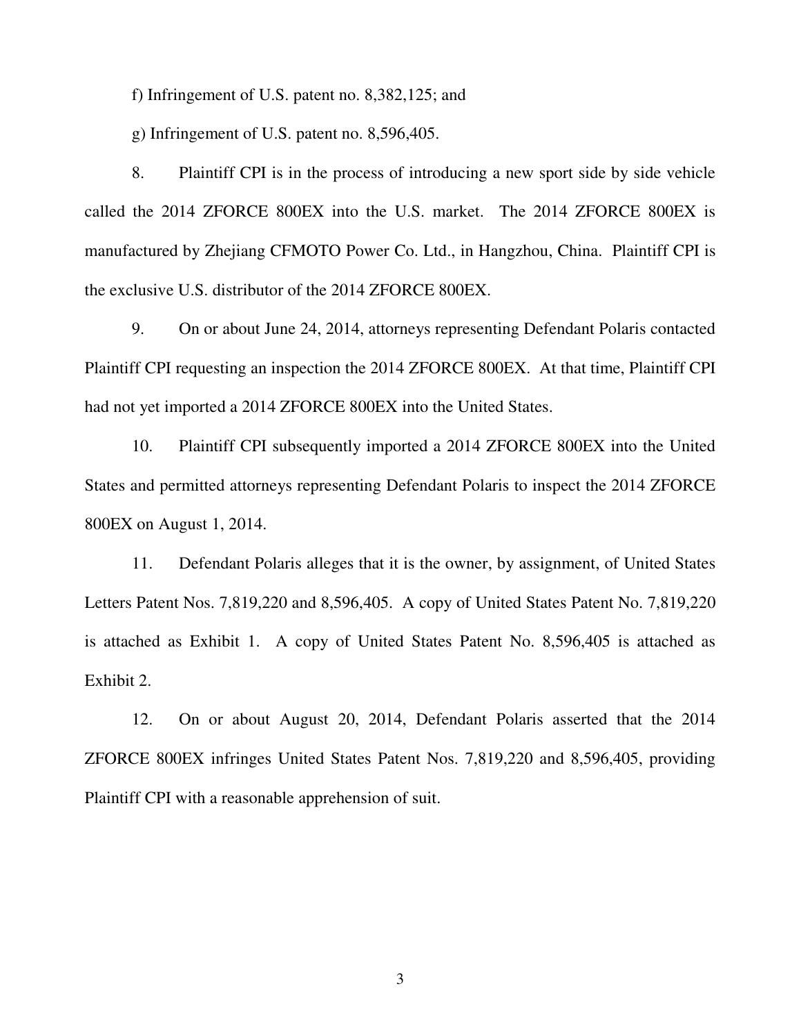f) Infringement of U.S. patent no. 8,382,125; and

g) Infringement of U.S. patent no. 8,596,405.

8. Plaintiff CPI is in the process of introducing a new sport side by side vehicle called the 2014 ZFORCE 800EX into the U.S. market. The 2014 ZFORCE 800EX is manufactured by Zhejiang CFMOTO Power Co. Ltd., in Hangzhou, China. Plaintiff CPI is the exclusive U.S. distributor of the 2014 ZFORCE 800EX.

9. On or about June 24, 2014, attorneys representing Defendant Polaris contacted Plaintiff CPI requesting an inspection the 2014 ZFORCE 800EX. At that time, Plaintiff CPI had not yet imported a 2014 ZFORCE 800EX into the United States.

10. Plaintiff CPI subsequently imported a 2014 ZFORCE 800EX into the United States and permitted attorneys representing Defendant Polaris to inspect the 2014 ZFORCE 800EX on August 1, 2014.

11. Defendant Polaris alleges that it is the owner, by assignment, of United States Letters Patent Nos. 7,819,220 and 8,596,405. A copy of United States Patent No. 7,819,220 is attached as Exhibit 1. A copy of United States Patent No. 8,596,405 is attached as Exhibit 2.

12. On or about August 20, 2014, Defendant Polaris asserted that the 2014 ZFORCE 800EX infringes United States Patent Nos. 7,819,220 and 8,596,405, providing Plaintiff CPI with a reasonable apprehension of suit.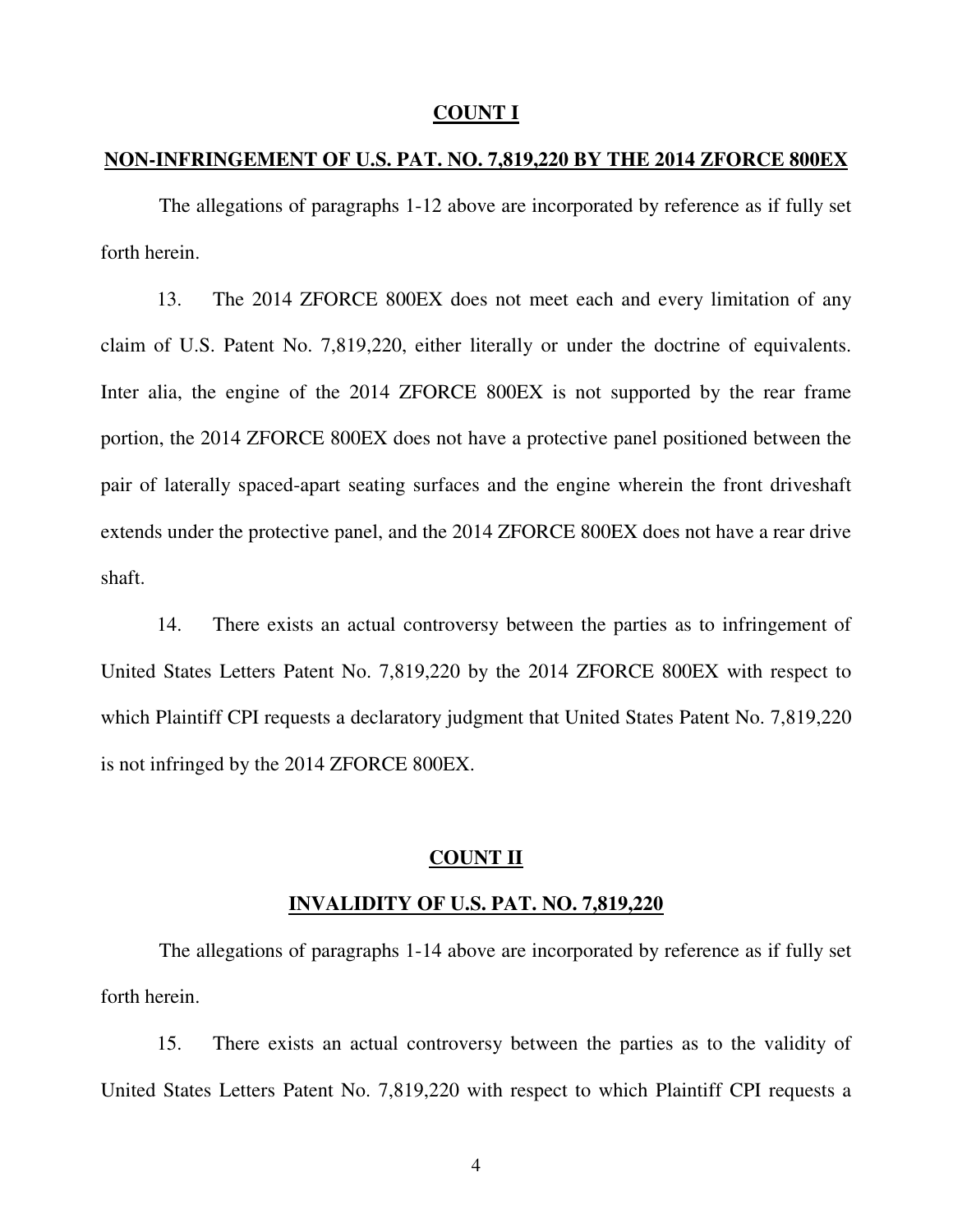## **COUNT I**

## **NON-INFRINGEMENT OF U.S. PAT. NO. 7,819,220 BY THE 2014 ZFORCE 800EX**

The allegations of paragraphs 1-12 above are incorporated by reference as if fully set forth herein.

13. The 2014 ZFORCE 800EX does not meet each and every limitation of any claim of U.S. Patent No. 7,819,220, either literally or under the doctrine of equivalents. Inter alia, the engine of the 2014 ZFORCE 800EX is not supported by the rear frame portion, the 2014 ZFORCE 800EX does not have a protective panel positioned between the pair of laterally spaced-apart seating surfaces and the engine wherein the front driveshaft extends under the protective panel, and the 2014 ZFORCE 800EX does not have a rear drive shaft.

14. There exists an actual controversy between the parties as to infringement of United States Letters Patent No. 7,819,220 by the 2014 ZFORCE 800EX with respect to which Plaintiff CPI requests a declaratory judgment that United States Patent No. 7,819,220 is not infringed by the 2014 ZFORCE 800EX.

## **COUNT II**

## **INVALIDITY OF U.S. PAT. NO. 7,819,220**

The allegations of paragraphs 1-14 above are incorporated by reference as if fully set forth herein.

15. There exists an actual controversy between the parties as to the validity of United States Letters Patent No. 7,819,220 with respect to which Plaintiff CPI requests a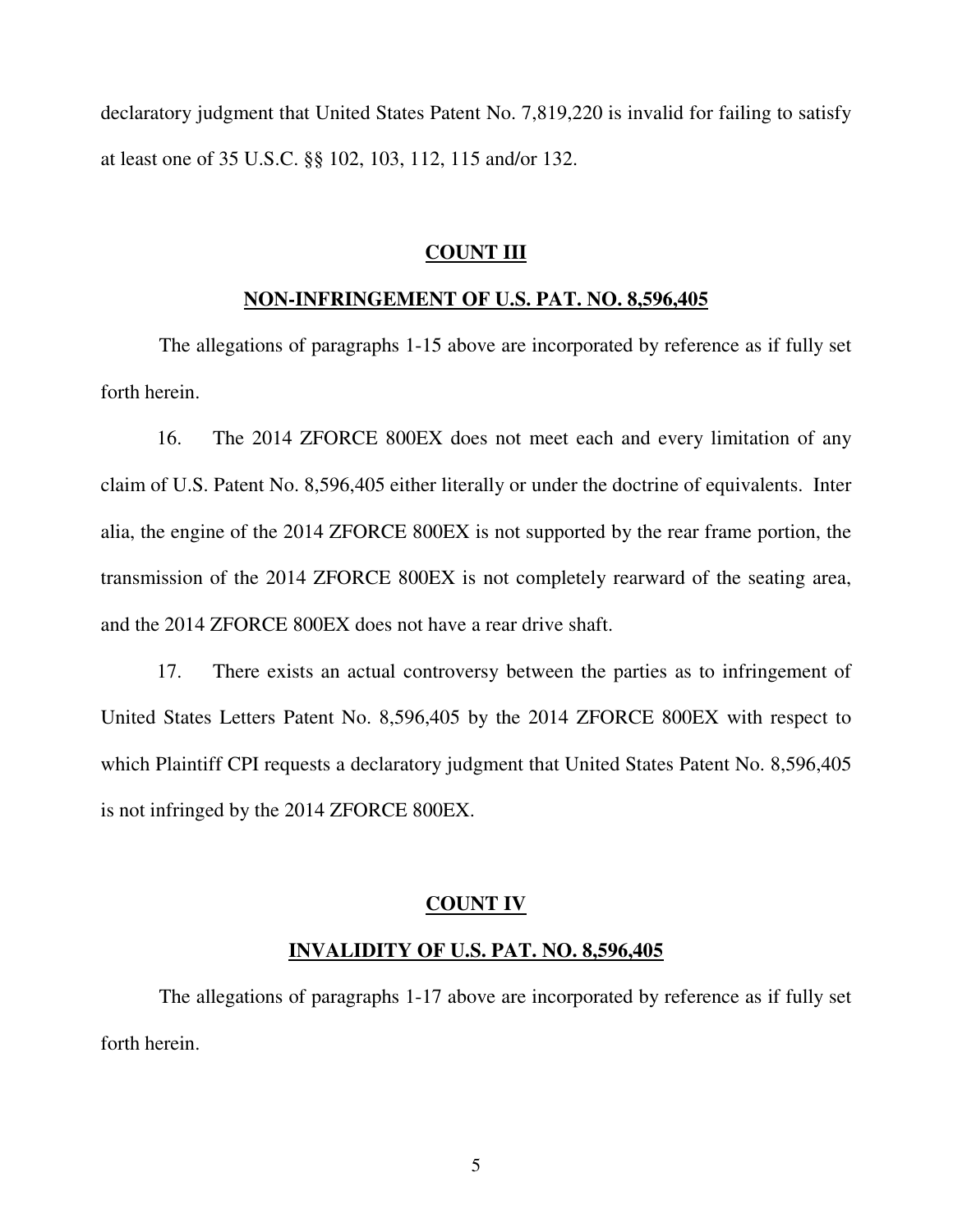declaratory judgment that United States Patent No. 7,819,220 is invalid for failing to satisfy at least one of 35 U.S.C. §§ 102, 103, 112, 115 and/or 132.

## **COUNT III**

## **NON-INFRINGEMENT OF U.S. PAT. NO. 8,596,405**

The allegations of paragraphs 1-15 above are incorporated by reference as if fully set forth herein.

16. The 2014 ZFORCE 800EX does not meet each and every limitation of any claim of U.S. Patent No. 8,596,405 either literally or under the doctrine of equivalents. Inter alia, the engine of the 2014 ZFORCE 800EX is not supported by the rear frame portion, the transmission of the 2014 ZFORCE 800EX is not completely rearward of the seating area, and the 2014 ZFORCE 800EX does not have a rear drive shaft.

17. There exists an actual controversy between the parties as to infringement of United States Letters Patent No. 8,596,405 by the 2014 ZFORCE 800EX with respect to which Plaintiff CPI requests a declaratory judgment that United States Patent No. 8,596,405 is not infringed by the 2014 ZFORCE 800EX.

## **COUNT IV**

## **INVALIDITY OF U.S. PAT. NO. 8,596,405**

The allegations of paragraphs 1-17 above are incorporated by reference as if fully set forth herein.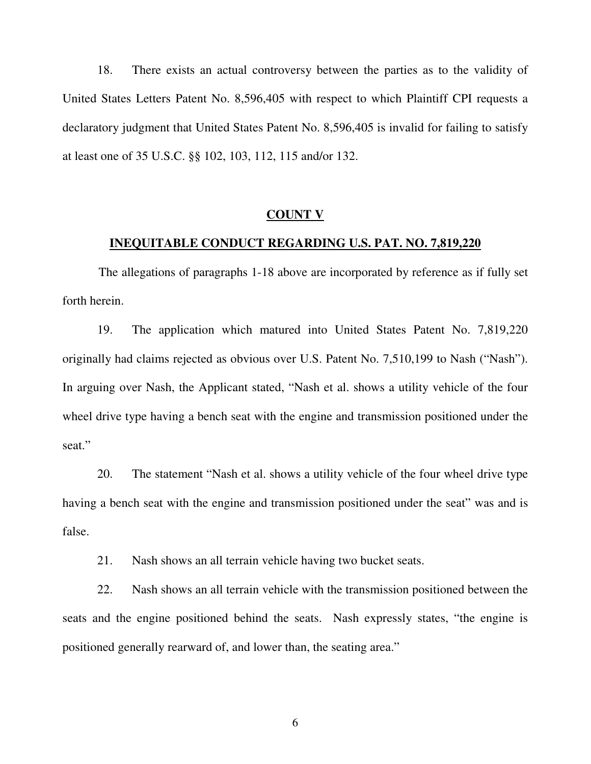18. There exists an actual controversy between the parties as to the validity of United States Letters Patent No. 8,596,405 with respect to which Plaintiff CPI requests a declaratory judgment that United States Patent No. 8,596,405 is invalid for failing to satisfy at least one of 35 U.S.C. §§ 102, 103, 112, 115 and/or 132.

## **COUNT V**

## **INEQUITABLE CONDUCT REGARDING U.S. PAT. NO. 7,819,220**

The allegations of paragraphs 1-18 above are incorporated by reference as if fully set forth herein.

19. The application which matured into United States Patent No. 7,819,220 originally had claims rejected as obvious over U.S. Patent No. 7,510,199 to Nash ("Nash"). In arguing over Nash, the Applicant stated, "Nash et al. shows a utility vehicle of the four wheel drive type having a bench seat with the engine and transmission positioned under the seat."

20. The statement "Nash et al. shows a utility vehicle of the four wheel drive type having a bench seat with the engine and transmission positioned under the seat" was and is false.

21. Nash shows an all terrain vehicle having two bucket seats.

22. Nash shows an all terrain vehicle with the transmission positioned between the seats and the engine positioned behind the seats. Nash expressly states, "the engine is positioned generally rearward of, and lower than, the seating area."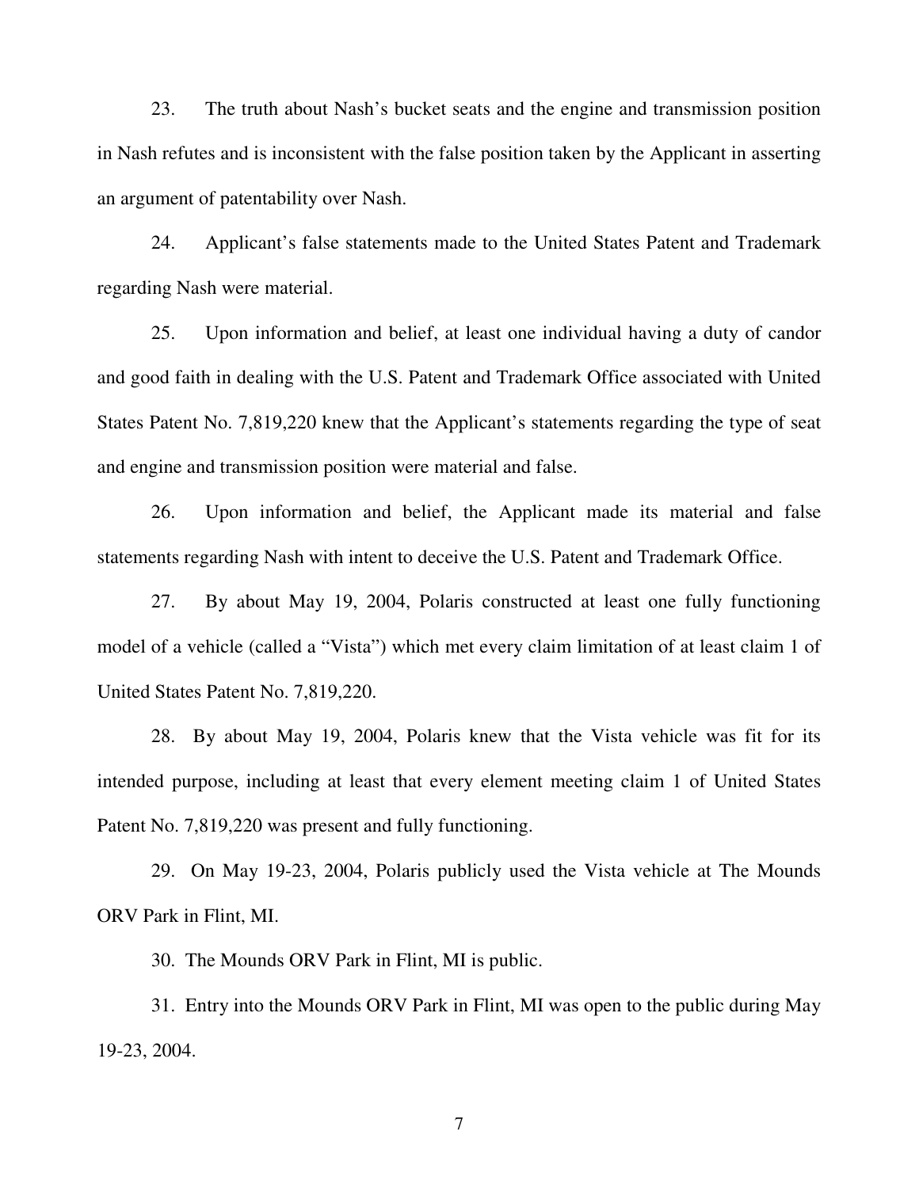23. The truth about Nash's bucket seats and the engine and transmission position in Nash refutes and is inconsistent with the false position taken by the Applicant in asserting an argument of patentability over Nash.

24. Applicant's false statements made to the United States Patent and Trademark regarding Nash were material.

25. Upon information and belief, at least one individual having a duty of candor and good faith in dealing with the U.S. Patent and Trademark Office associated with United States Patent No. 7,819,220 knew that the Applicant's statements regarding the type of seat and engine and transmission position were material and false.

26. Upon information and belief, the Applicant made its material and false statements regarding Nash with intent to deceive the U.S. Patent and Trademark Office.

27. By about May 19, 2004, Polaris constructed at least one fully functioning model of a vehicle (called a "Vista") which met every claim limitation of at least claim 1 of United States Patent No. 7,819,220.

28. By about May 19, 2004, Polaris knew that the Vista vehicle was fit for its intended purpose, including at least that every element meeting claim 1 of United States Patent No. 7,819,220 was present and fully functioning.

29. On May 19-23, 2004, Polaris publicly used the Vista vehicle at The Mounds ORV Park in Flint, MI.

30. The Mounds ORV Park in Flint, MI is public.

31. Entry into the Mounds ORV Park in Flint, MI was open to the public during May 19-23, 2004.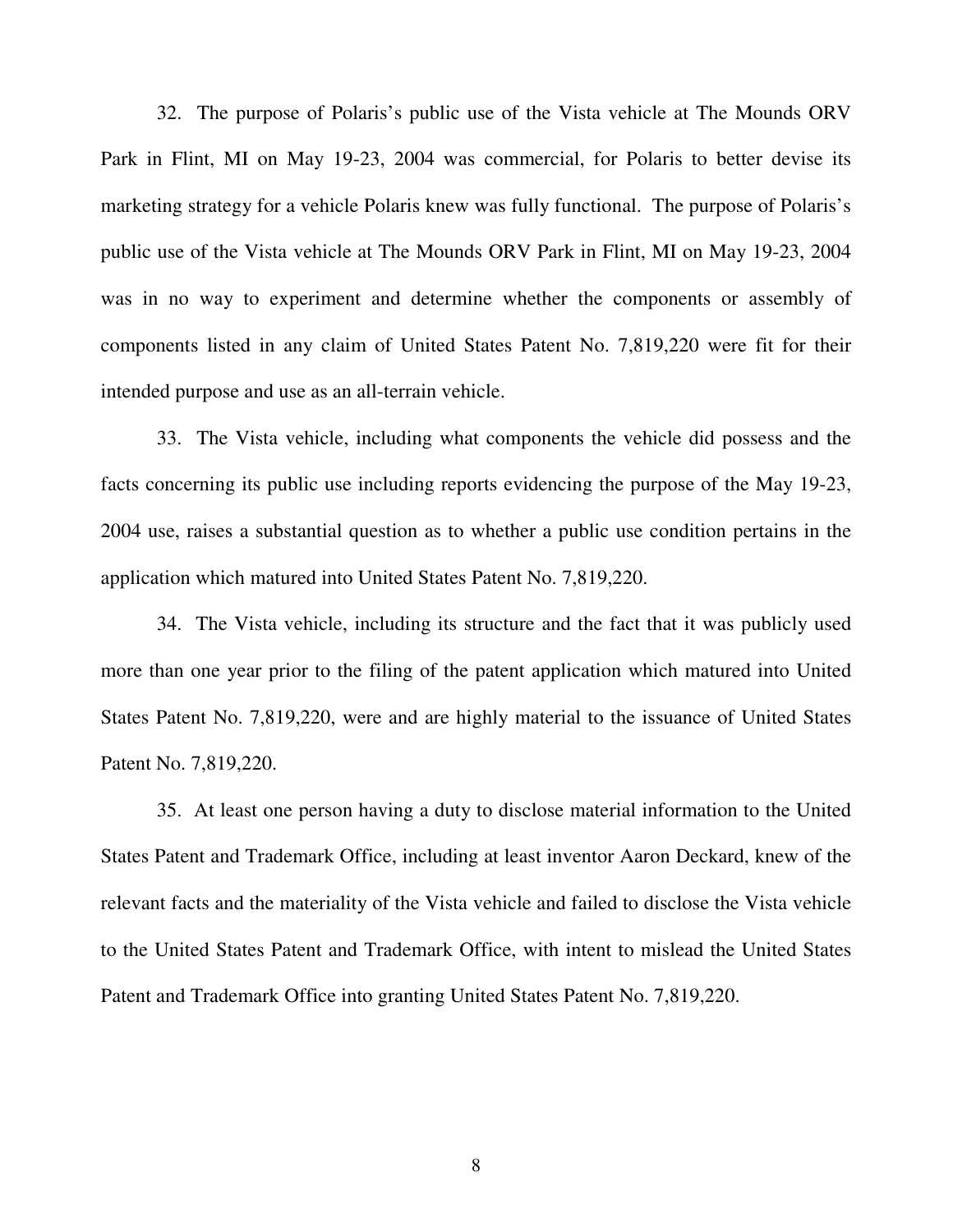32. The purpose of Polaris's public use of the Vista vehicle at The Mounds ORV Park in Flint, MI on May 19-23, 2004 was commercial, for Polaris to better devise its marketing strategy for a vehicle Polaris knew was fully functional. The purpose of Polaris's public use of the Vista vehicle at The Mounds ORV Park in Flint, MI on May 19-23, 2004 was in no way to experiment and determine whether the components or assembly of components listed in any claim of United States Patent No. 7,819,220 were fit for their intended purpose and use as an all-terrain vehicle.

33. The Vista vehicle, including what components the vehicle did possess and the facts concerning its public use including reports evidencing the purpose of the May 19-23, 2004 use, raises a substantial question as to whether a public use condition pertains in the application which matured into United States Patent No. 7,819,220.

34. The Vista vehicle, including its structure and the fact that it was publicly used more than one year prior to the filing of the patent application which matured into United States Patent No. 7,819,220, were and are highly material to the issuance of United States Patent No. 7,819,220.

35. At least one person having a duty to disclose material information to the United States Patent and Trademark Office, including at least inventor Aaron Deckard, knew of the relevant facts and the materiality of the Vista vehicle and failed to disclose the Vista vehicle to the United States Patent and Trademark Office, with intent to mislead the United States Patent and Trademark Office into granting United States Patent No. 7,819,220.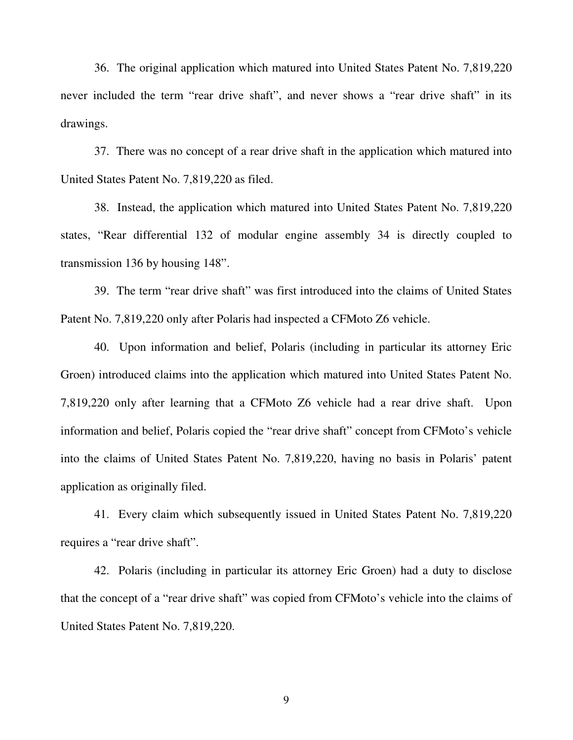36. The original application which matured into United States Patent No. 7,819,220 never included the term "rear drive shaft", and never shows a "rear drive shaft" in its drawings.

37. There was no concept of a rear drive shaft in the application which matured into United States Patent No. 7,819,220 as filed.

38. Instead, the application which matured into United States Patent No. 7,819,220 states, "Rear differential 132 of modular engine assembly 34 is directly coupled to transmission 136 by housing 148".

39. The term "rear drive shaft" was first introduced into the claims of United States Patent No. 7,819,220 only after Polaris had inspected a CFMoto Z6 vehicle.

40. Upon information and belief, Polaris (including in particular its attorney Eric Groen) introduced claims into the application which matured into United States Patent No. 7,819,220 only after learning that a CFMoto Z6 vehicle had a rear drive shaft. Upon information and belief, Polaris copied the "rear drive shaft" concept from CFMoto's vehicle into the claims of United States Patent No. 7,819,220, having no basis in Polaris' patent application as originally filed.

41. Every claim which subsequently issued in United States Patent No. 7,819,220 requires a "rear drive shaft".

42. Polaris (including in particular its attorney Eric Groen) had a duty to disclose that the concept of a "rear drive shaft" was copied from CFMoto's vehicle into the claims of United States Patent No. 7,819,220.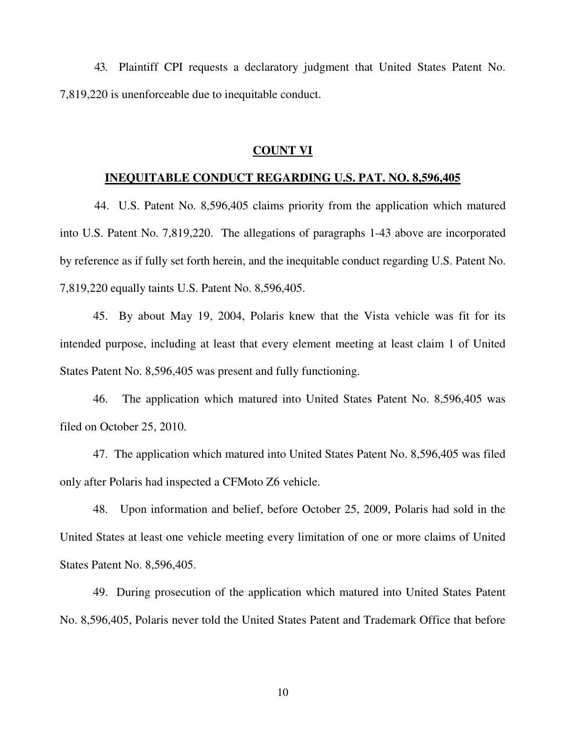43. Plaintiff CPI requests a declaratory judgment that United States Patent No. 7,819,220 is unenforceable due to inequitable conduct.

## COUNT VI

## INEQUITABLE CONDUCT REGARDING U.S. PAT. NO. 8,596,405

44. U.S. Patent No. 8,596,405 claims priority from the application which matured into U.S. Patent No. 7,819,220. The allegations of paragraphs 1-43 above are incorporated by reference as if fully set forth herein, and the inequitable conduct regarding U.S. Patent No. 7,819,220 equally taints U.S. Patent No. 8,596,405.

45. By about May 19, 2004, Polaris knew that the Vista vehicle was fit for its intended purpose, including at least that every element meeting at least claim 1 of United States Patent No. 8,596,405 was present and fully functioning.

46. The application which matured into United States Patent No. 8,596,405 was filed on October 25, 2010.

47. The application which matured into United States Patent No. 8,596,405 was filed only after Polaris had inspected a CFMoto Z6 vehicle.

48. Upon information and belief, before October 25, 2009, Polaris had sold in the United States at least one vehicle meeting every limitation of one or more claims of United States Patent No. 8,596,405.

49. During prosecution of the application which matured into United States Patent No. 8,596,405, Polaris never told the United States Patent and Trademark Office that before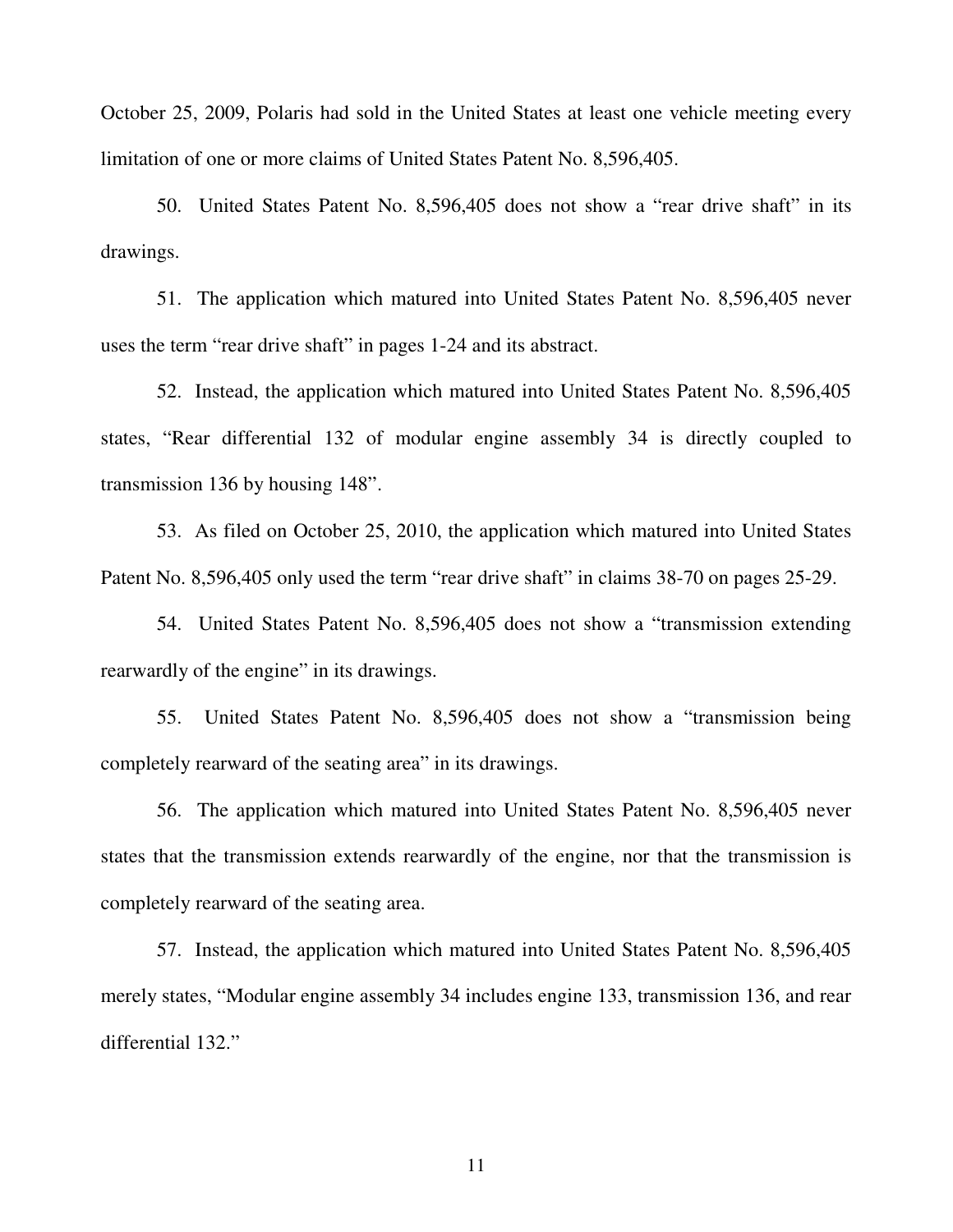October 25, 2009, Polaris had sold in the United States at least one vehicle meeting every limitation of one or more claims of United States Patent No. 8,596,405.

50. United States Patent No. 8,596,405 does not show a "rear drive shaft" in its drawings.

51. The application which matured into United States Patent No. 8,596,405 never uses the term "rear drive shaft" in pages 1-24 and its abstract.

52. Instead, the application which matured into United States Patent No. 8,596,405 states, "Rear differential 132 of modular engine assembly 34 is directly coupled to transmission 136 by housing 148".

53. As filed on October 25, 2010, the application which matured into United States Patent No. 8,596,405 only used the term "rear drive shaft" in claims 38-70 on pages 25-29.

54. United States Patent No. 8,596,405 does not show a "transmission extending rearwardly of the engine" in its drawings.

55. United States Patent No. 8,596,405 does not show a "transmission being completely rearward of the seating area" in its drawings.

56. The application which matured into United States Patent No. 8,596,405 never states that the transmission extends rearwardly of the engine, nor that the transmission is completely rearward of the seating area.

57. Instead, the application which matured into United States Patent No. 8,596,405 merely states, "Modular engine assembly 34 includes engine 133, transmission 136, and rear differential 132."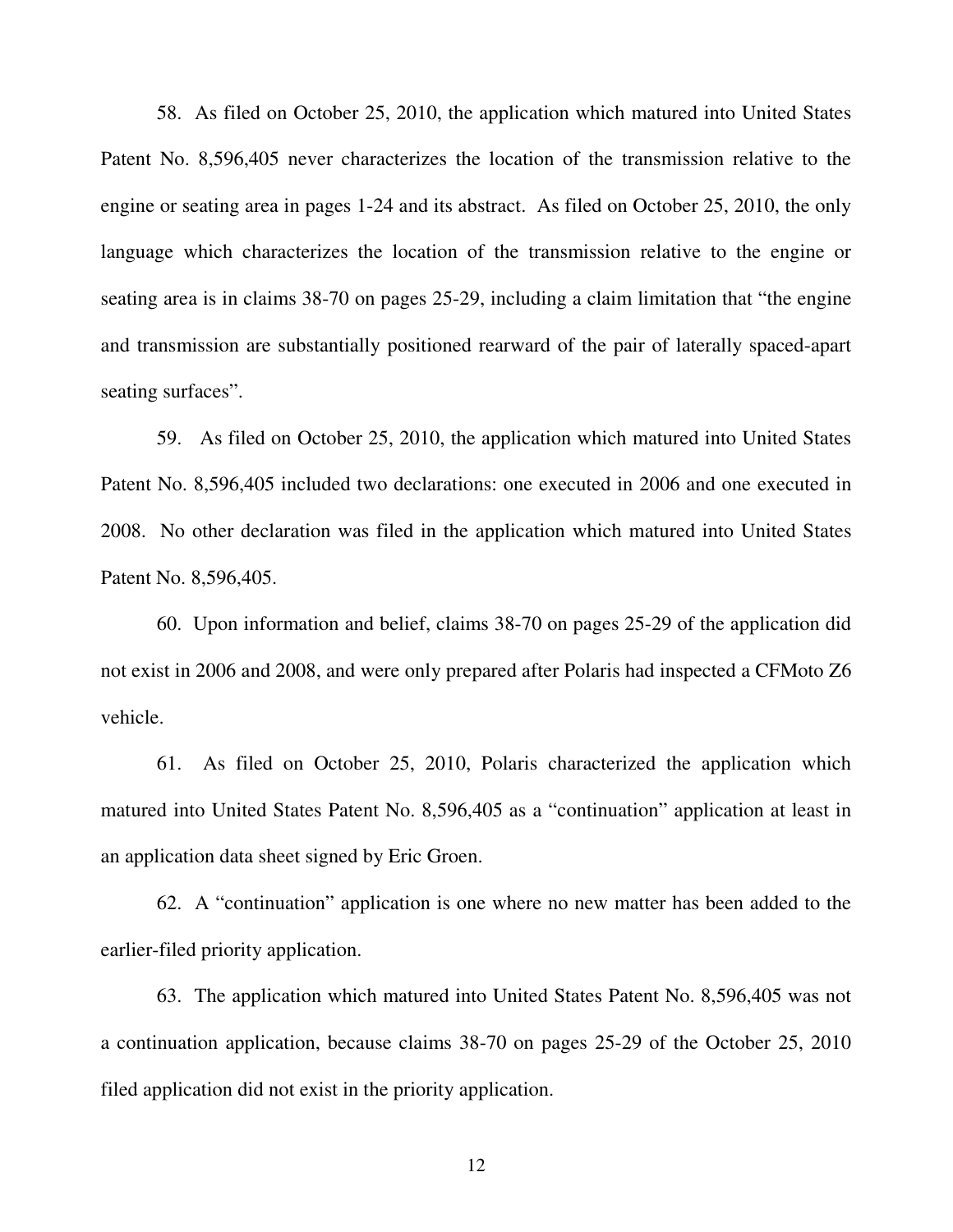58. As filed on October 25, 2010, the application which matured into United States Patent No. 8,596,405 never characterizes the location of the transmission relative to the engine or seating area in pages 1-24 and its abstract. As filed on October 25, 2010, the only language which characterizes the location of the transmission relative to the engine or seating area is in claims 38-70 on pages 25-29, including a claim limitation that "the engine and transmission are substantially positioned rearward of the pair of laterally spaced-apart seating surfaces".

59. As filed on October 25, 2010, the application which matured into United States Patent No. 8,596,405 included two declarations: one executed in 2006 and one executed in 2008. No other declaration was filed in the application which matured into United States Patent No. 8,596,405.

60. Upon information and belief, claims 38-70 on pages 25-29 of the application did not exist in 2006 and 2008, and were only prepared after Polaris had inspected a CFMoto Z6 vehicle.

61. As filed on October 25, 2010, Polaris characterized the application which matured into United States Patent No. 8,596,405 as a "continuation" application at least in an application data sheet signed by Eric Groen.

62. A "continuation" application is one where no new matter has been added to the earlier-filed priority application.

63. The application which matured into United States Patent No. 8,596,405 was not a continuation application, because claims 38-70 on pages 25-29 of the October 25, 2010 filed application did not exist in the priority application.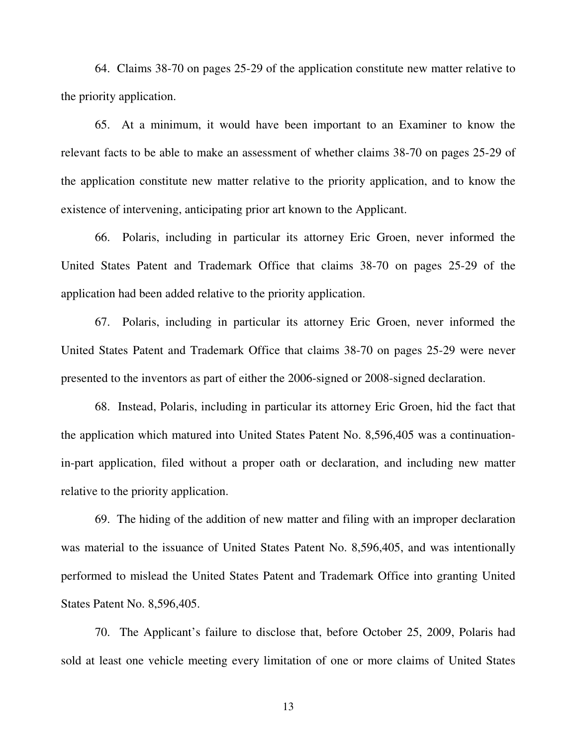64. Claims 38-70 on pages 25-29 of the application constitute new matter relative to the priority application.

65. At a minimum, it would have been important to an Examiner to know the relevant facts to be able to make an assessment of whether claims 38-70 on pages 25-29 of the application constitute new matter relative to the priority application, and to know the existence of intervening, anticipating prior art known to the Applicant.

66. Polaris, including in particular its attorney Eric Groen, never informed the United States Patent and Trademark Office that claims 38-70 on pages 25-29 of the application had been added relative to the priority application.

67. Polaris, including in particular its attorney Eric Groen, never informed the United States Patent and Trademark Office that claims 38-70 on pages 25-29 were never presented to the inventors as part of either the 2006-signed or 2008-signed declaration.

68. Instead, Polaris, including in particular its attorney Eric Groen, hid the fact that the application which matured into United States Patent No. 8,596,405 was a continuation-in-part application, filed without a proper oath or declaration, and including new matter relative to the priority application.

69. The hiding of the addition of new matter and filing with an improper declaration was material to the issuance of United States Patent No. 8,596,405, and was intentionally performed to mislead the United States Patent and Trademark Office into granting United States Patent No. 8,596,405.

70. The Applicant's failure to disclose that, before October 25, 2009, Polaris had sold at least one vehicle meeting every limitation of one or more claims of United States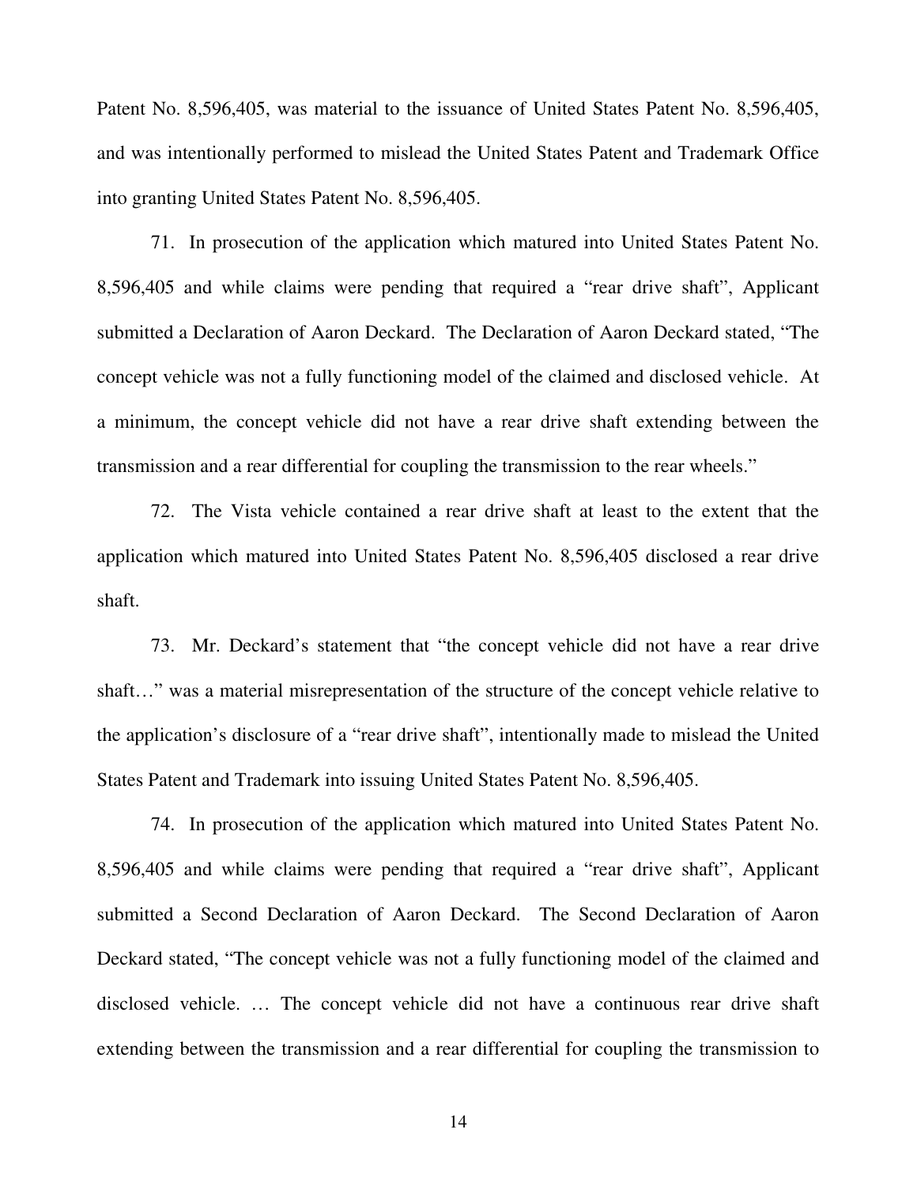Patent No. 8,596,405, was material to the issuance of United States Patent No. 8,596,405, and was intentionally performed to mislead the United States Patent and Trademark Office into granting United States Patent No. 8,596,405.

71. In prosecution of the application which matured into United States Patent No. 8,596,405 and while claims were pending that required a "rear drive shaft", Applicant submitted a Declaration of Aaron Deckard. The Declaration of Aaron Deckard stated, "The concept vehicle was not a fully functioning model of the claimed and disclosed vehicle. At a minimum, the concept vehicle did not have a rear drive shaft extending between the transmission and a rear differential for coupling the transmission to the rear wheels."

72. The Vista vehicle contained a rear drive shaft at least to the extent that the application which matured into United States Patent No. 8,596,405 disclosed a rear drive shaft.

73. Mr. Deckard's statement that "the concept vehicle did not have a rear drive shaft…" was a material misrepresentation of the structure of the concept vehicle relative to the application's disclosure of a "rear drive shaft", intentionally made to mislead the United States Patent and Trademark into issuing United States Patent No. 8,596,405.

74. In prosecution of the application which matured into United States Patent No. 8,596,405 and while claims were pending that required a "rear drive shaft", Applicant submitted a Second Declaration of Aaron Deckard. The Second Declaration of Aaron Deckard stated, "The concept vehicle was not a fully functioning model of the claimed and disclosed vehicle. … The concept vehicle did not have a continuous rear drive shaft extending between the transmission and a rear differential for coupling the transmission to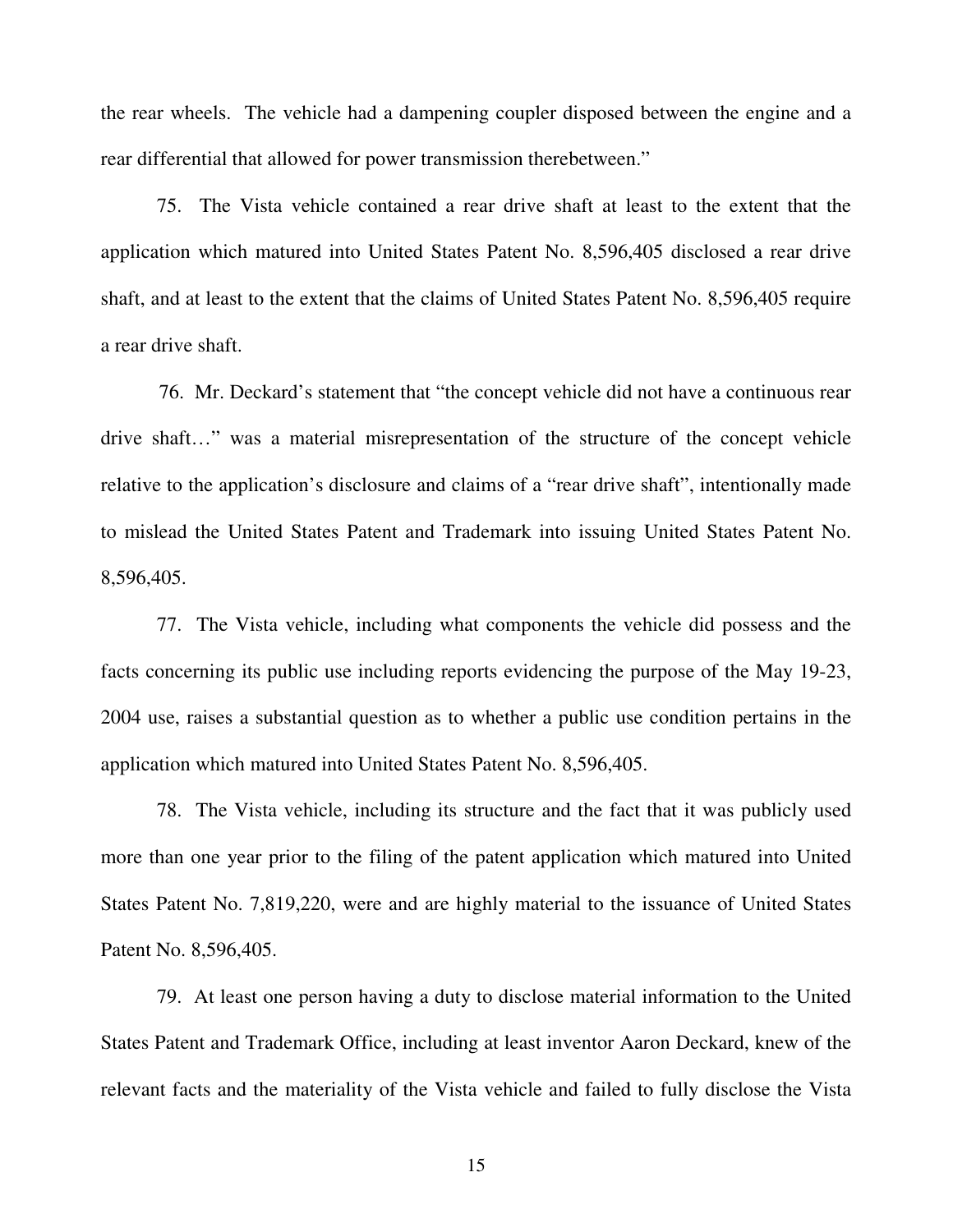the rear wheels. The vehicle had a dampening coupler disposed between the engine and a rear differential that allowed for power transmission therebetween."

75. The Vista vehicle contained a rear drive shaft at least to the extent that the application which matured into United States Patent No. 8,596,405 disclosed a rear drive shaft, and at least to the extent that the claims of United States Patent No. 8,596,405 require a rear drive shaft.

76. Mr. Deckard's statement that "the concept vehicle did not have a continuous rear drive shaft…" was a material misrepresentation of the structure of the concept vehicle relative to the application's disclosure and claims of a "rear drive shaft", intentionally made to mislead the United States Patent and Trademark into issuing United States Patent No. 8,596,405.

77. The Vista vehicle, including what components the vehicle did possess and the facts concerning its public use including reports evidencing the purpose of the May 19-23, 2004 use, raises a substantial question as to whether a public use condition pertains in the application which matured into United States Patent No. 8,596,405.

78. The Vista vehicle, including its structure and the fact that it was publicly used more than one year prior to the filing of the patent application which matured into United States Patent No. 7,819,220, were and are highly material to the issuance of United States Patent No. 8,596,405.

79. At least one person having a duty to disclose material information to the United States Patent and Trademark Office, including at least inventor Aaron Deckard, knew of the relevant facts and the materiality of the Vista vehicle and failed to fully disclose the Vista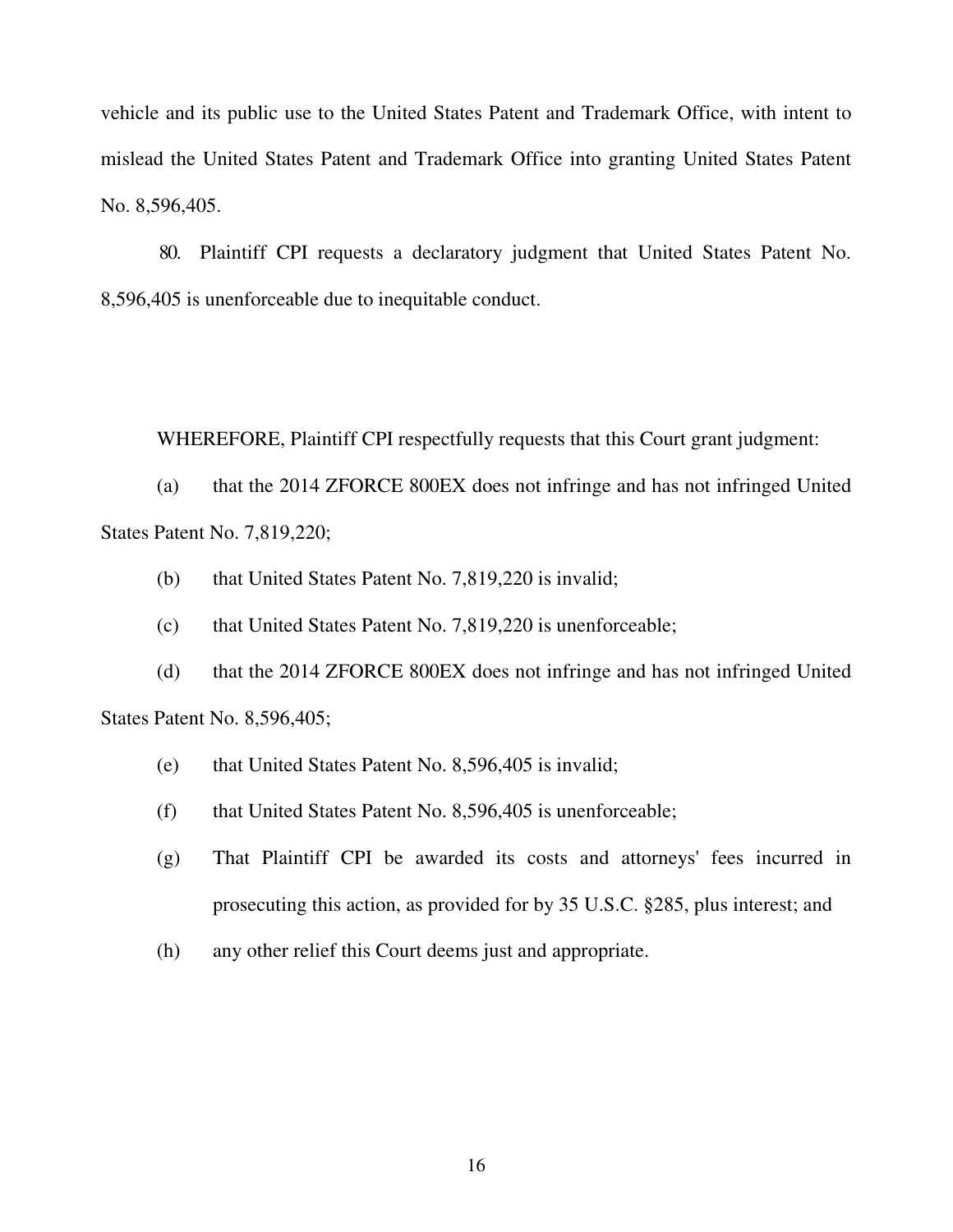vehicle and its public use to the United States Patent and Trademark Office, with intent to mislead the United States Patent and Trademark Office into granting United States Patent No. 8,596,405.

80. Plaintiff CPI requests a declaratory judgment that United States Patent No. 8,596,405 is unenforceable due to inequitable conduct.

WHEREFORE, Plaintiff CPI respectfully requests that this Court grant judgment:

(a) that the 2014 ZFORCE 800EX does not infringe and has not infringed United States Patent No. 7,819,220;

(b) that United States Patent No. 7,819,220 is invalid;

(c) that United States Patent No. 7,819,220 is unenforceable;

(d) that the 2014 ZFORCE 800EX does not infringe and has not infringed United States Patent No. 8,596,405;

(e) that United States Patent No. 8,596,405 is invalid;

(f) that United States Patent No. 8,596,405 is unenforceable;

(g) That Plaintiff CPI be awarded its costs and attorneys' fees incurred in prosecuting this action, as provided for by 35 U.S.C. §285, plus interest; and

(h) any other relief this Court deems just and appropriate.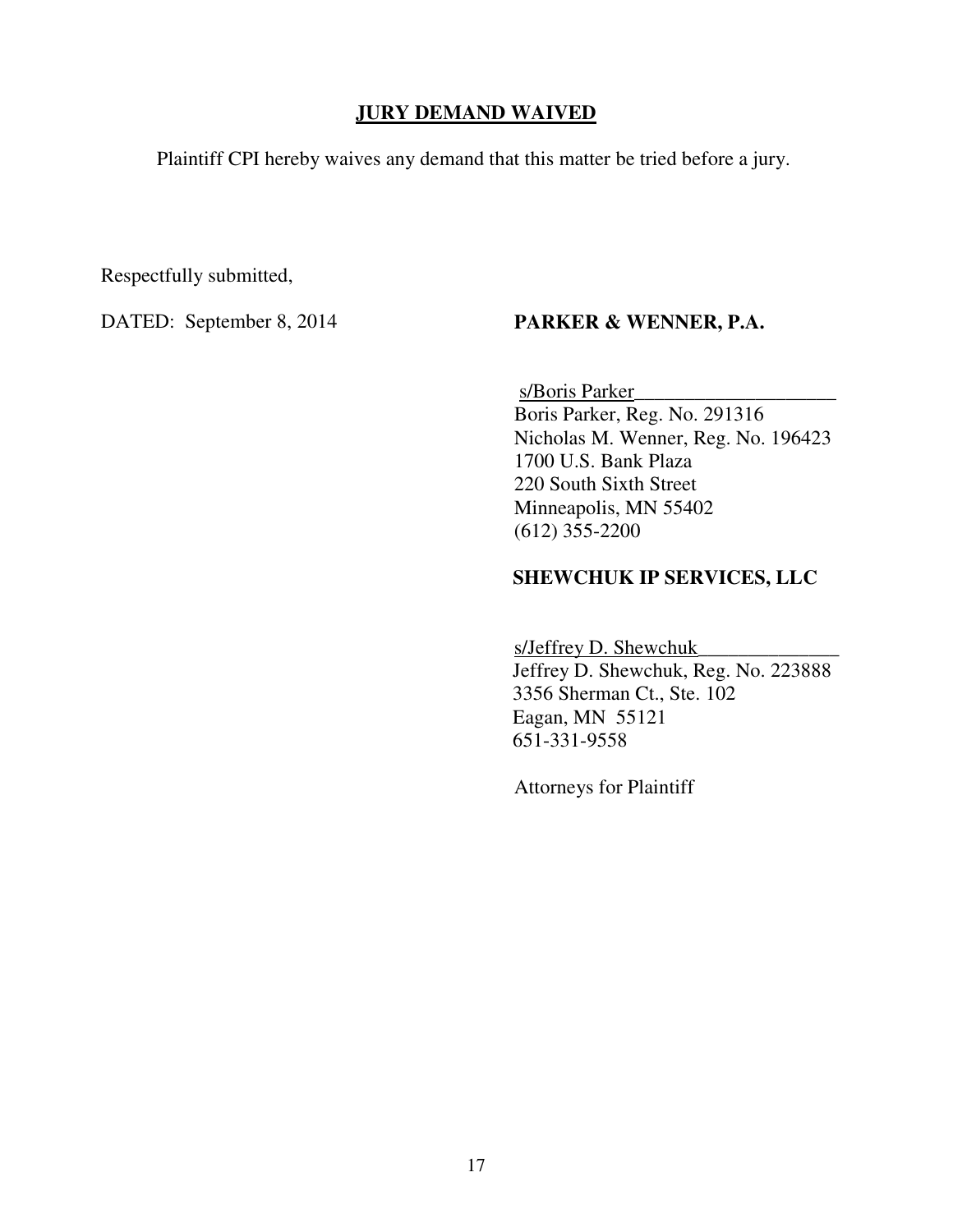## **JURY DEMAND WAIVED**

Plaintiff CPI hereby waives any demand that this matter be tried before a jury.

Respectfully submitted,

DATED: September 8, 2014

**PARKER & WENNER, P.A.**

s/Boris Parker____________________
Boris Parker, Reg. No. 291316
Nicholas M. Wenner, Reg. No. 196423
1700 U.S. Bank Plaza
220 South Sixth Street
Minneapolis, MN 55402
(612) 355-2200

**SHEWCHUK IP SERVICES, LLC**

s/Jeffrey D. Shewchuk______________
Jeffrey D. Shewchuk, Reg. No. 223888
3356 Sherman Ct., Ste. 102
Eagan, MN 55121
651-331-9558

Attorneys for Plaintiff